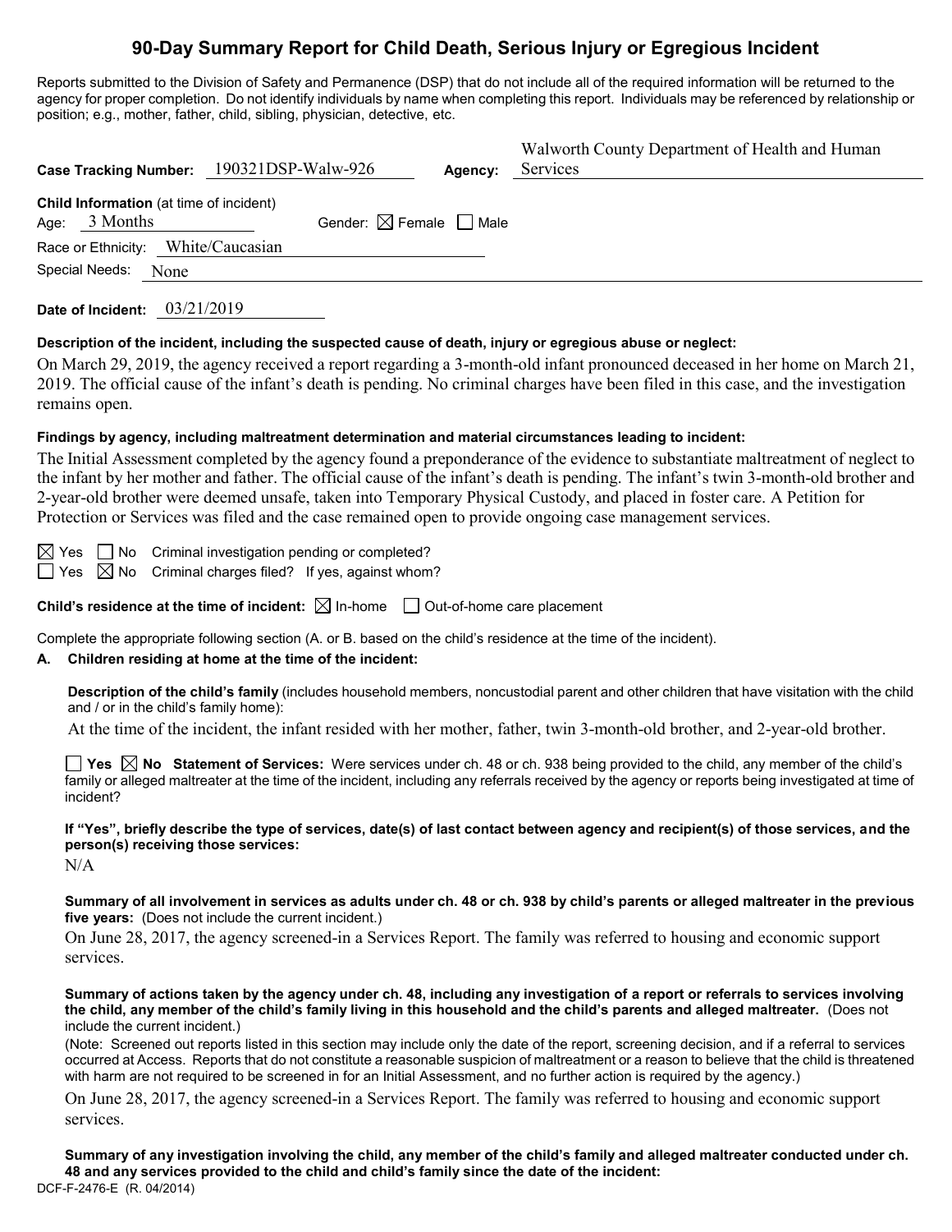# 90-Day Summary Report for Child Death, Serious Injury or Egregious Incident

Reports submitted to the Division of Safety and Permanence (DSP) that do not include all of the required information will be returned to the agency for proper completion. Do not identify individuals by name when completing this report. Individuals may be referenced by relationship or position; e.g., mother, father, child, sibling, physician, detective, etc.

**Case Tracking Number:** 190321DSP-Walw-926 **Agency:** Walworth County Department of Health and Human Services

**Child Information** (at time of incident)

Age: 3 Months Gender: ☒ Female ☐ Male

Race or Ethnicity: White/Caucasian

Special Needs: None

**Date of Incident:** 03/21/2019

**Description of the incident, including the suspected cause of death, injury or egregious abuse or neglect:**

On March 29, 2019, the agency received a report regarding a 3-month-old infant pronounced deceased in her home on March 21, 2019. The official cause of the infant's death is pending. No criminal charges have been filed in this case, and the investigation remains open.

**Findings by agency, including maltreatment determination and material circumstances leading to incident:**

The Initial Assessment completed by the agency found a preponderance of the evidence to substantiate maltreatment of neglect to the infant by her mother and father. The official cause of the infant's death is pending. The infant's twin 3-month-old brother and 2-year-old brother were deemed unsafe, taken into Temporary Physical Custody, and placed in foster care. A Petition for Protection or Services was filed and the case remained open to provide ongoing case management services.

☒ Yes ☐ No Criminal investigation pending or completed?

☐ Yes ☒ No Criminal charges filed? If yes, against whom?

**Child's residence at the time of incident:** ☒ In-home ☐ Out-of-home care placement

Complete the appropriate following section (A. or B. based on the child's residence at the time of the incident).

**A. Children residing at home at the time of the incident:**

**Description of the child's family** (includes household members, noncustodial parent and other children that have visitation with the child and / or in the child's family home):

At the time of the incident, the infant resided with her mother, father, twin 3-month-old brother, and 2-year-old brother.

☐ **Yes** ☒ **No Statement of Services:** Were services under ch. 48 or ch. 938 being provided to the child, any member of the child's family or alleged maltreater at the time of the incident, including any referrals received by the agency or reports being investigated at time of incident?

**If "Yes", briefly describe the type of services, date(s) of last contact between agency and recipient(s) of those services, and the person(s) receiving those services:**

N/A

**Summary of all involvement in services as adults under ch. 48 or ch. 938 by child's parents or alleged maltreater in the previous five years:** (Does not include the current incident.)

On June 28, 2017, the agency screened-in a Services Report. The family was referred to housing and economic support services.

**Summary of actions taken by the agency under ch. 48, including any investigation of a report or referrals to services involving the child, any member of the child's family living in this household and the child's parents and alleged maltreater.** (Does not include the current incident.)

(Note: Screened out reports listed in this section may include only the date of the report, screening decision, and if a referral to services occurred at Access. Reports that do not constitute a reasonable suspicion of maltreatment or a reason to believe that the child is threatened with harm are not required to be screened in for an Initial Assessment, and no further action is required by the agency.)

On June 28, 2017, the agency screened-in a Services Report. The family was referred to housing and economic support services.

**Summary of any investigation involving the child, any member of the child's family and alleged maltreater conducted under ch. 48 and any services provided to the child and child's family since the date of the incident:**

DCF-F-2476-E (R. 04/2014)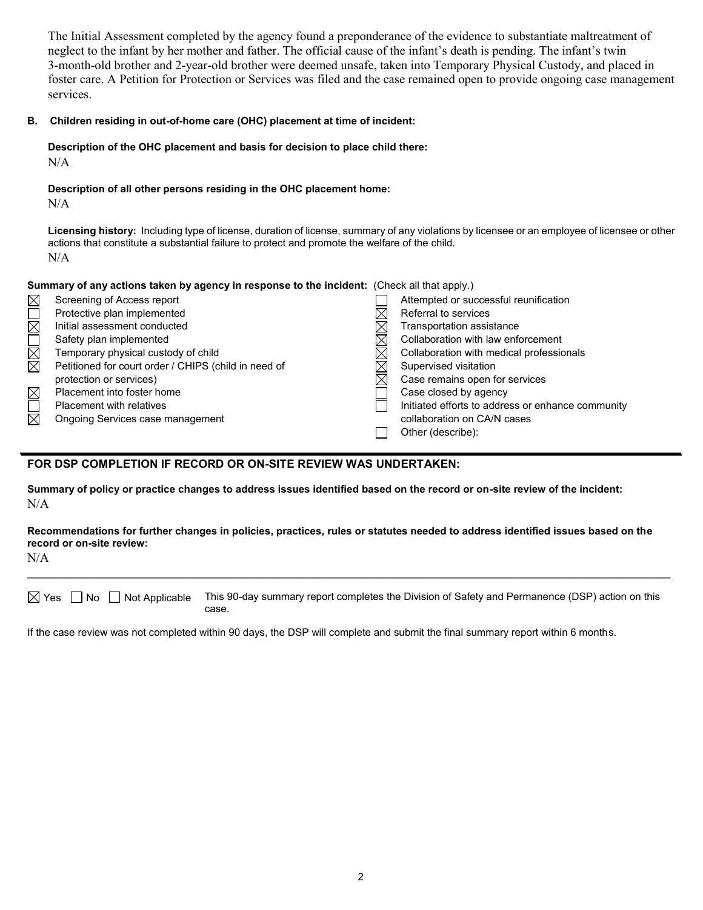The Initial Assessment completed by the agency found a preponderance of the evidence to substantiate maltreatment of neglect to the infant by her mother and father. The official cause of the infant's death is pending. The infant's twin 3-month-old brother and 2-year-old brother were deemed unsafe, taken into Temporary Physical Custody, and placed in foster care. A Petition for Protection or Services was filed and the case remained open to provide ongoing case management services.

**B. Children residing in out-of-home care (OHC) placement at time of incident:**

**Description of the OHC placement and basis for decision to place child there:**
N/A

**Description of all other persons residing in the OHC placement home:**
N/A

**Licensing history:** Including type of license, duration of license, summary of any violations by licensee or an employee of licensee or other actions that constitute a substantial failure to protect and promote the welfare of the child.
N/A

**Summary of any actions taken by agency in response to the incident:** (Check all that apply.)

- ☒ Screening of Access report
- ☐ Protective plan implemented
- ☒ Initial assessment conducted
- ☐ Safety plan implemented
- ☒ Temporary physical custody of child
- ☒ Petitioned for court order / CHIPS (child in need of protection or services)
- ☒ Placement into foster home
- ☐ Placement with relatives
- ☒ Ongoing Services case management
- ☐ Attempted or successful reunification
- ☒ Referral to services
- ☒ Transportation assistance
- ☒ Collaboration with law enforcement
- ☒ Collaboration with medical professionals
- ☒ Supervised visitation
- ☒ Case remains open for services
- ☐ Case closed by agency
- ☐ Initiated efforts to address or enhance community collaboration on CA/N cases
- ☐ Other (describe):

## FOR DSP COMPLETION IF RECORD OR ON-SITE REVIEW WAS UNDERTAKEN:

**Summary of policy or practice changes to address issues identified based on the record or on-site review of the incident:**
N/A

**Recommendations for further changes in policies, practices, rules or statutes needed to address identified issues based on the record or on-site review:**
N/A

---

☒ Yes ☐ No ☐ Not Applicable This 90-day summary report completes the Division of Safety and Permanence (DSP) action on this case.

If the case review was not completed within 90 days, the DSP will complete and submit the final summary report within 6 months.